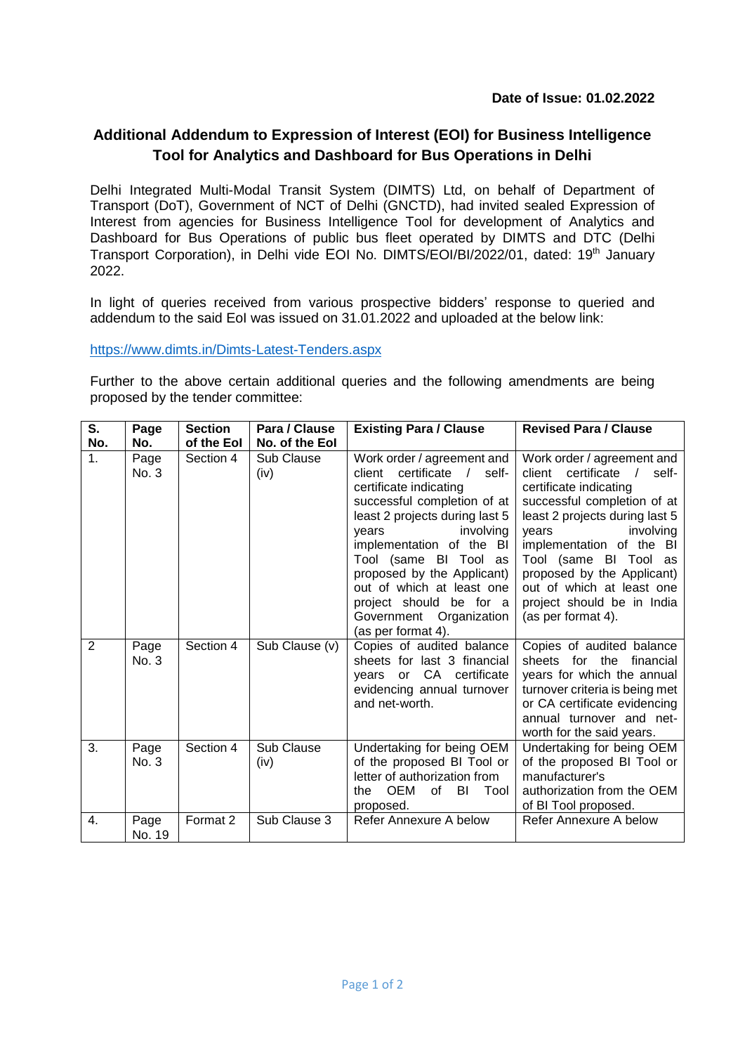**Date of Issue: 01.02.2022**

## Additional Addendum to Expression of Interest (EOI) for Business Intelligence Tool for Analytics and Dashboard for Bus Operations in Delhi

Delhi Integrated Multi-Modal Transit System (DIMTS) Ltd, on behalf of Department of Transport (DoT), Government of NCT of Delhi (GNCTD), had invited sealed Expression of Interest from agencies for Business Intelligence Tool for development of Analytics and Dashboard for Bus Operations of public bus fleet operated by DIMTS and DTC (Delhi Transport Corporation), in Delhi vide EOI No. DIMTS/EOI/BI/2022/01, dated: 19th January 2022.

In light of queries received from various prospective bidders' response to queried and addendum to the said EoI was issued on 31.01.2022 and uploaded at the below link:

https://www.dimts.in/Dimts-Latest-Tenders.aspx

Further to the above certain additional queries and the following amendments are being proposed by the tender committee:

| S. No. | Page No. | Section of the EoI | Para / Clause No. of the EoI | Existing Para / Clause | Revised Para / Clause |
|---|---|---|---|---|---|
| 1. | Page No. 3 | Section 4 | Sub Clause (iv) | Work order / agreement and client certificate / self-certificate indicating successful completion of at least 2 projects during last 5 years involving implementation of the BI Tool (same BI Tool as proposed by the Applicant) out of which at least one project should be for a Government Organization (as per format 4). | Work order / agreement and client certificate / self-certificate indicating successful completion of at least 2 projects during last 5 years involving implementation of the BI Tool (same BI Tool as proposed by the Applicant) out of which at least one project should be in India (as per format 4). |
| 2 | Page No. 3 | Section 4 | Sub Clause (v) | Copies of audited balance sheets for last 3 financial years or CA certificate evidencing annual turnover and net-worth. | Copies of audited balance sheets for the financial years for which the annual turnover criteria is being met or CA certificate evidencing annual turnover and net-worth for the said years. |
| 3. | Page No. 3 | Section 4 | Sub Clause (iv) | Undertaking for being OEM of the proposed BI Tool or letter of authorization from the OEM of BI Tool proposed. | Undertaking for being OEM of the proposed BI Tool or manufacturer's authorization from the OEM of BI Tool proposed. |
| 4. | Page No. 19 | Format 2 | Sub Clause 3 | Refer Annexure A below | Refer Annexure A below |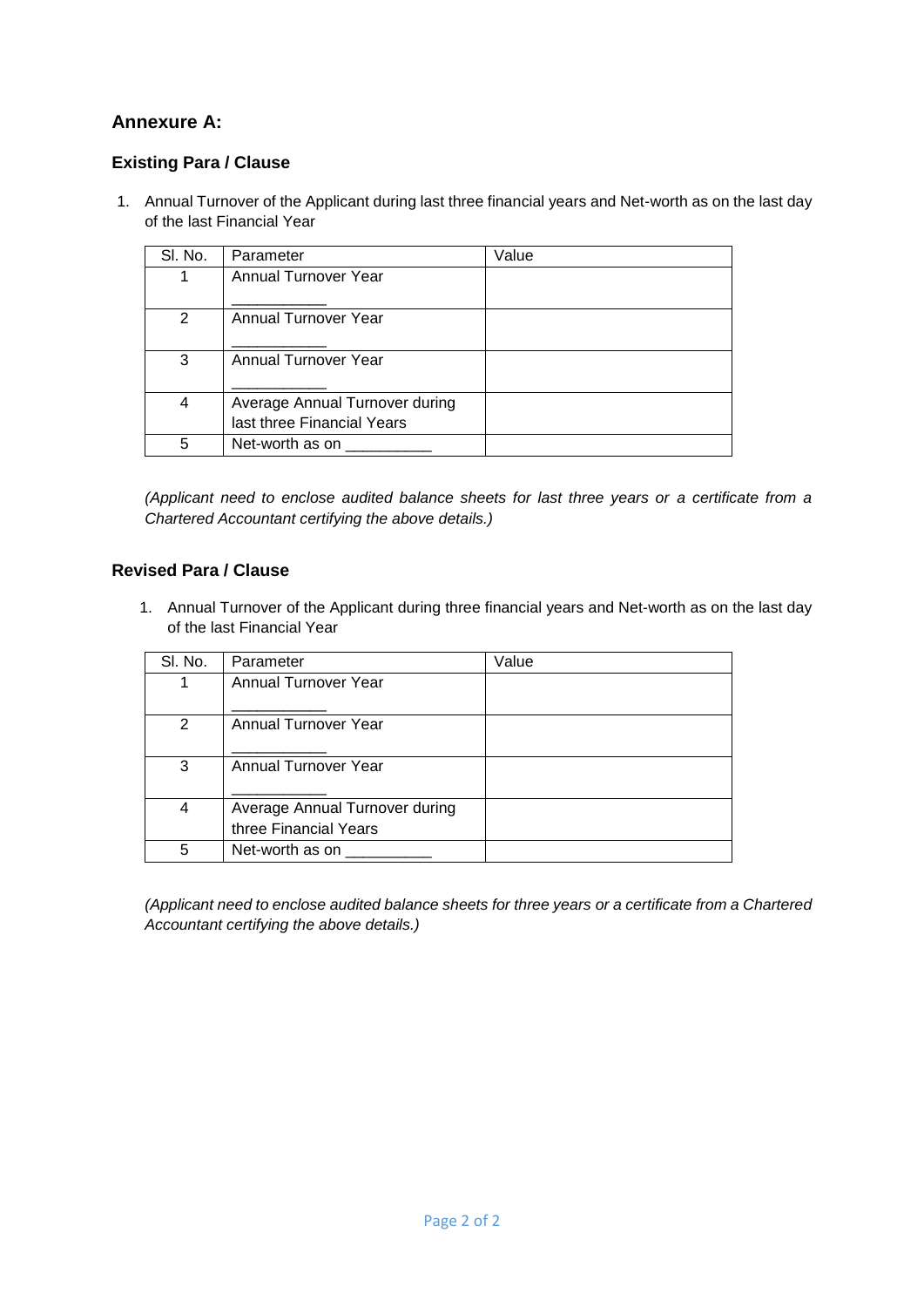## Annexure A:

### Existing Para / Clause

1. Annual Turnover of the Applicant during last three financial years and Net-worth as on the last day of the last Financial Year

| Sl. No. | Parameter | Value |
|---|---|---|
| 1 | Annual Turnover Year ___________ | |
| 2 | Annual Turnover Year ___________ | |
| 3 | Annual Turnover Year ___________ | |
| 4 | Average Annual Turnover during last three Financial Years | |
| 5 | Net-worth as on __________ | |

*(Applicant need to enclose audited balance sheets for last three years or a certificate from a Chartered Accountant certifying the above details.)*

### Revised Para / Clause

1. Annual Turnover of the Applicant during three financial years and Net-worth as on the last day of the last Financial Year

| Sl. No. | Parameter | Value |
|---|---|---|
| 1 | Annual Turnover Year ___________ | |
| 2 | Annual Turnover Year ___________ | |
| 3 | Annual Turnover Year ___________ | |
| 4 | Average Annual Turnover during three Financial Years | |
| 5 | Net-worth as on __________ | |

*(Applicant need to enclose audited balance sheets for three years or a certificate from a Chartered Accountant certifying the above details.)*